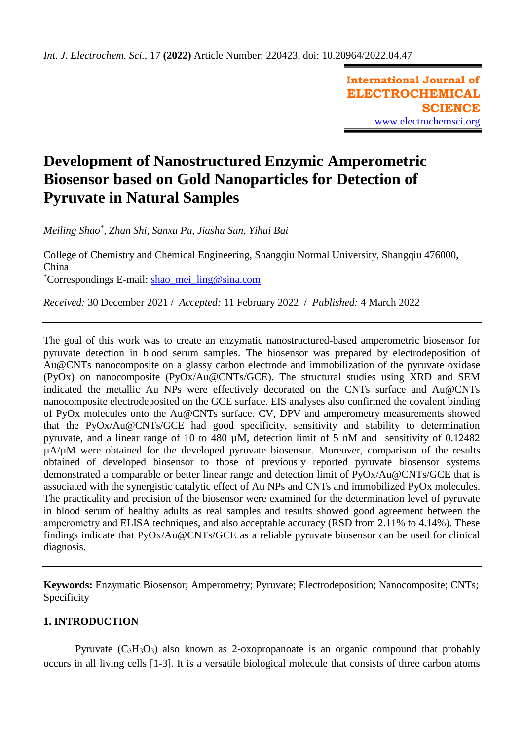*Int. J. Electrochem. Sci.*, 17 **(2022)** Article Number: 220423, doi: 10.20964/2022.04.47

**International Journal of ELECTROCHEMICAL SCIENCE**
www.electrochemsci.org

# Development of Nanostructured Enzymic Amperometric Biosensor based on Gold Nanoparticles for Detection of Pyruvate in Natural Samples

*Meiling Shao*[*]*, Zhan Shi, Sanxu Pu, Jiashu Sun, Yihui Bai*

College of Chemistry and Chemical Engineering, Shangqiu Normal University, Shangqiu 476000, China
[*]Correspondings E-mail: shao_mei_ling@sina.com

*Received:* 30 December 2021 / *Accepted:* 11 February 2022 / *Published:* 4 March 2022

---

The goal of this work was to create an enzymatic nanostructured-based amperometric biosensor for pyruvate detection in blood serum samples. The biosensor was prepared by electrodeposition of Au@CNTs nanocomposite on a glassy carbon electrode and immobilization of the pyruvate oxidase (PyOx) on nanocomposite (PyOx/Au@CNTs/GCE). The structural studies using XRD and SEM indicated the metallic Au NPs were effectively decorated on the CNTs surface and Au@CNTs nanocomposite electrodeposited on the GCE surface. EIS analyses also confirmed the covalent binding of PyOx molecules onto the Au@CNTs surface. CV, DPV and amperometry measurements showed that the PyOx/Au@CNTs/GCE had good specificity, sensitivity and stability to determination pyruvate, and a linear range of 10 to 480 µM, detection limit of 5 nM and sensitivity of 0.12482 µA/µM were obtained for the developed pyruvate biosensor. Moreover, comparison of the results obtained of developed biosensor to those of previously reported pyruvate biosensor systems demonstrated a comparable or better linear range and detection limit of PyOx/Au@CNTs/GCE that is associated with the synergistic catalytic effect of Au NPs and CNTs and immobilized PyOx molecules. The practicality and precision of the biosensor were examined for the determination level of pyruvate in blood serum of healthy adults as real samples and results showed good agreement between the amperometry and ELISA techniques, and also acceptable accuracy (RSD from 2.11% to 4.14%). These findings indicate that PyOx/Au@CNTs/GCE as a reliable pyruvate biosensor can be used for clinical diagnosis.

---

**Keywords:** Enzymatic Biosensor; Amperometry; Pyruvate; Electrodeposition; Nanocomposite; CNTs; Specificity

## 1. INTRODUCTION

Pyruvate ($C_3H_3O_3$) also known as 2-oxopropanoate is an organic compound that probably occurs in all living cells [1-3]. It is a versatile biological molecule that consists of three carbon atoms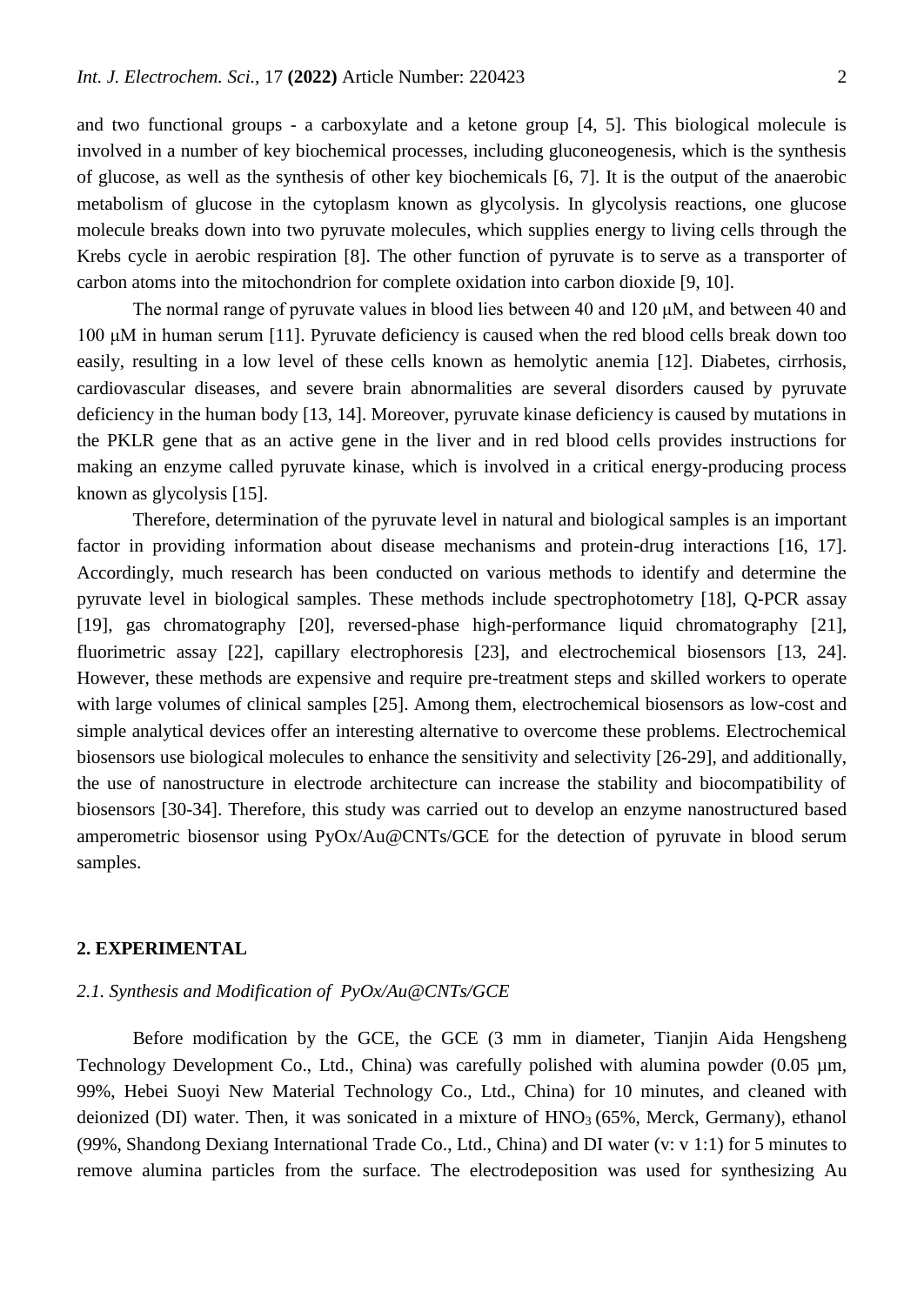and two functional groups - a carboxylate and a ketone group [4, 5]. This biological molecule is involved in a number of key biochemical processes, including gluconeogenesis, which is the synthesis of glucose, as well as the synthesis of other key biochemicals [6, 7]. It is the output of the anaerobic metabolism of glucose in the cytoplasm known as glycolysis. In glycolysis reactions, one glucose molecule breaks down into two pyruvate molecules, which supplies energy to living cells through the Krebs cycle in aerobic respiration [8]. The other function of pyruvate is to serve as a transporter of carbon atoms into the mitochondrion for complete oxidation into carbon dioxide [9, 10].

The normal range of pyruvate values in blood lies between 40 and 120 μM, and between 40 and 100 μM in human serum [11]. Pyruvate deficiency is caused when the red blood cells break down too easily, resulting in a low level of these cells known as hemolytic anemia [12]. Diabetes, cirrhosis, cardiovascular diseases, and severe brain abnormalities are several disorders caused by pyruvate deficiency in the human body [13, 14]. Moreover, pyruvate kinase deficiency is caused by mutations in the PKLR gene that as an active gene in the liver and in red blood cells provides instructions for making an enzyme called pyruvate kinase, which is involved in a critical energy-producing process known as glycolysis [15].

Therefore, determination of the pyruvate level in natural and biological samples is an important factor in providing information about disease mechanisms and protein-drug interactions [16, 17]. Accordingly, much research has been conducted on various methods to identify and determine the pyruvate level in biological samples. These methods include spectrophotometry [18], Q-PCR assay [19], gas chromatography [20], reversed-phase high-performance liquid chromatography [21], fluorimetric assay [22], capillary electrophoresis [23], and electrochemical biosensors [13, 24]. However, these methods are expensive and require pre-treatment steps and skilled workers to operate with large volumes of clinical samples [25]. Among them, electrochemical biosensors as low-cost and simple analytical devices offer an interesting alternative to overcome these problems. Electrochemical biosensors use biological molecules to enhance the sensitivity and selectivity [26-29], and additionally, the use of nanostructure in electrode architecture can increase the stability and biocompatibility of biosensors [30-34]. Therefore, this study was carried out to develop an enzyme nanostructured based amperometric biosensor using PyOx/Au@CNTs/GCE for the detection of pyruvate in blood serum samples.

## 2. EXPERIMENTAL

### *2.1. Synthesis and Modification of PyOx/Au@CNTs/GCE*

Before modification by the GCE, the GCE (3 mm in diameter, Tianjin Aida Hengsheng Technology Development Co., Ltd., China) was carefully polished with alumina powder (0.05 µm, 99%, Hebei Suoyi New Material Technology Co., Ltd., China) for 10 minutes, and cleaned with deionized (DI) water. Then, it was sonicated in a mixture of $HNO_3$ (65%, Merck, Germany), ethanol (99%, Shandong Dexiang International Trade Co., Ltd., China) and DI water (v: v 1:1) for 5 minutes to remove alumina particles from the surface. The electrodeposition was used for synthesizing Au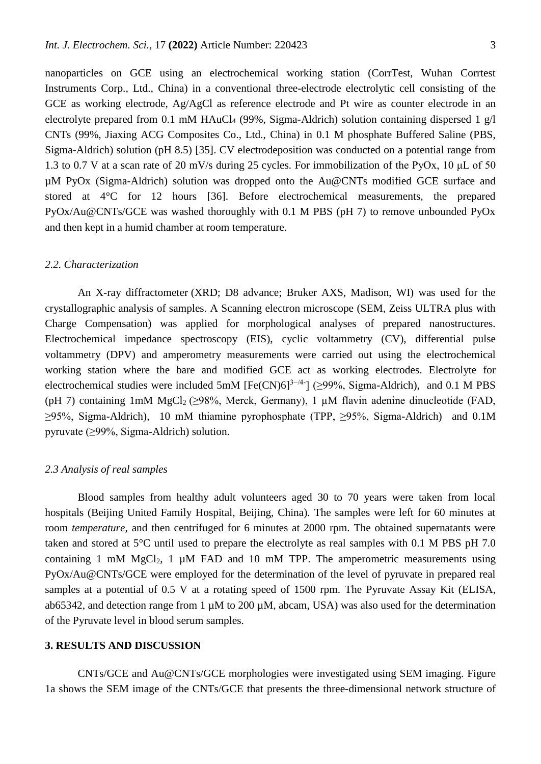nanoparticles on GCE using an electrochemical working station (CorrTest, Wuhan Corrtest Instruments Corp., Ltd., China) in a conventional three-electrode electrolytic cell consisting of the GCE as working electrode, Ag/AgCl as reference electrode and Pt wire as counter electrode in an electrolyte prepared from 0.1 mM $HAuCl_4$ (99%, Sigma-Aldrich) solution containing dispersed 1 g/l CNTs (99%, Jiaxing ACG Composites Co., Ltd., China) in 0.1 M phosphate Buffered Saline (PBS, Sigma-Aldrich) solution (pH 8.5) [35]. CV electrodeposition was conducted on a potential range from 1.3 to 0.7 V at a scan rate of 20 mV/s during 25 cycles. For immobilization of the PyOx, 10 μL of 50 μM PyOx (Sigma-Aldrich) solution was dropped onto the Au@CNTs modified GCE surface and stored at 4°C for 12 hours [36]. Before electrochemical measurements, the prepared PyOx/Au@CNTs/GCE was washed thoroughly with 0.1 M PBS (pH 7) to remove unbounded PyOx and then kept in a humid chamber at room temperature.

### *2.2. Characterization*

An X-ray diffractometer (XRD; D8 advance; Bruker AXS, Madison, WI) was used for the crystallographic analysis of samples. A Scanning electron microscope (SEM, Zeiss ULTRA plus with Charge Compensation) was applied for morphological analyses of prepared nanostructures. Electrochemical impedance spectroscopy (EIS), cyclic voltammetry (CV), differential pulse voltammetry (DPV) and amperometry measurements were carried out using the electrochemical working station where the bare and modified GCE act as working electrodes. Electrolyte for electrochemical studies were included 5mM $[Fe(CN)6]^{3-/4-}$] (≥99%, Sigma-Aldrich), and 0.1 M PBS (pH 7) containing 1mM $MgCl_2$ (≥98%, Merck, Germany), 1 μM flavin adenine dinucleotide (FAD, ≥95%, Sigma-Aldrich), 10 mM thiamine pyrophosphate (TPP, ≥95%, Sigma-Aldrich) and 0.1M pyruvate (≥99%, Sigma-Aldrich) solution.

### *2.3 Analysis of real samples*

Blood samples from healthy adult volunteers aged 30 to 70 years were taken from local hospitals (Beijing United Family Hospital, Beijing, China). The samples were left for 60 minutes at room *temperature*, and then centrifuged for 6 minutes at 2000 rpm. The obtained supernatants were taken and stored at 5°C until used to prepare the electrolyte as real samples with 0.1 M PBS pH 7.0 containing 1 mM $MgCl_2$, 1 μM FAD and 10 mM TPP. The amperometric measurements using PyOx/Au@CNTs/GCE were employed for the determination of the level of pyruvate in prepared real samples at a potential of 0.5 V at a rotating speed of 1500 rpm. The Pyruvate Assay Kit (ELISA, ab65342, and detection range from 1 μM to 200 μM, abcam, USA) was also used for the determination of the Pyruvate level in blood serum samples.

## 3. RESULTS AND DISCUSSION

CNTs/GCE and Au@CNTs/GCE morphologies were investigated using SEM imaging. Figure 1a shows the SEM image of the CNTs/GCE that presents the three-dimensional network structure of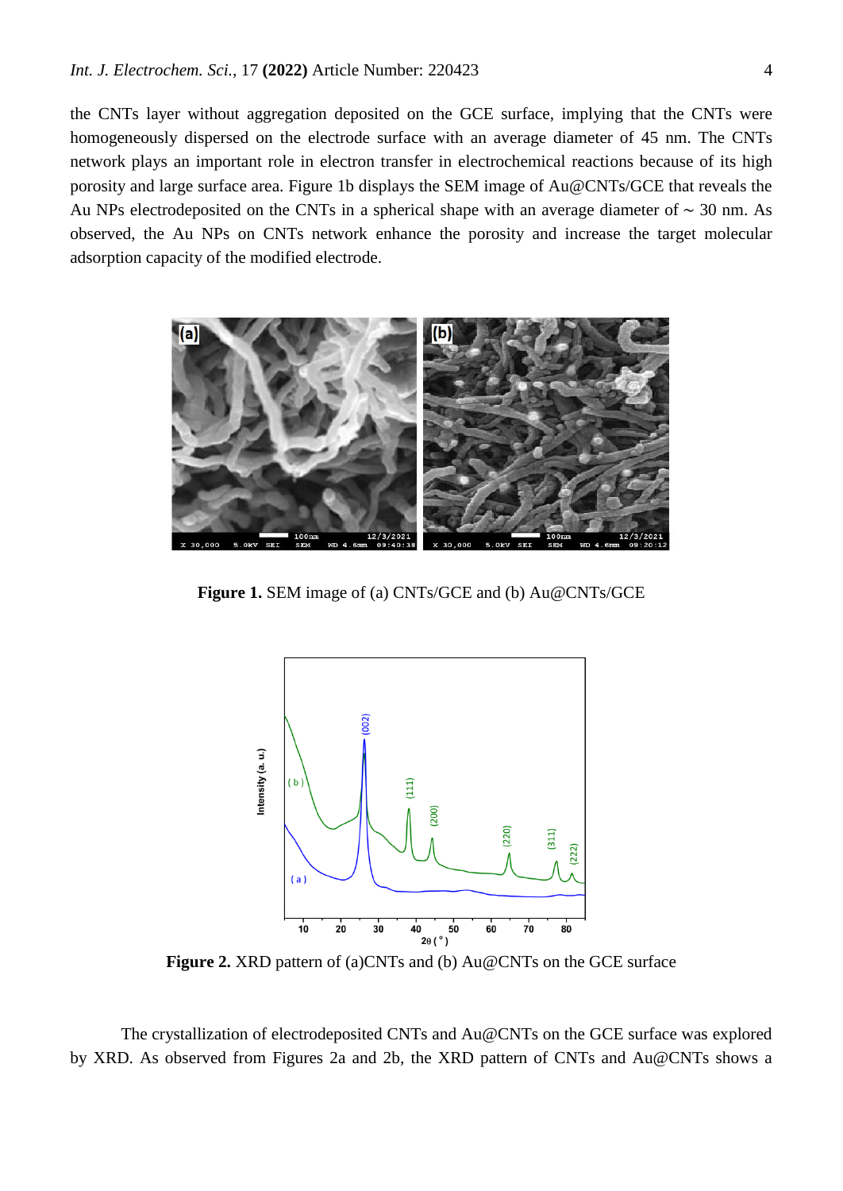the CNTs layer without aggregation deposited on the GCE surface, implying that the CNTs were homogeneously dispersed on the electrode surface with an average diameter of 45 nm. The CNTs network plays an important role in electron transfer in electrochemical reactions because of its high porosity and large surface area. Figure 1b displays the SEM image of Au@CNTs/GCE that reveals the Au NPs electrodeposited on the CNTs in a spherical shape with an average diameter of ~ 30 nm. As observed, the Au NPs on CNTs network enhance the porosity and increase the target molecular adsorption capacity of the modified electrode.

**Figure 1.** SEM image of (a) CNTs/GCE and (b) Au@CNTs/GCE

**Figure 2.** XRD pattern of (a)CNTs and (b) Au@CNTs on the GCE surface

The crystallization of electrodeposited CNTs and Au@CNTs on the GCE surface was explored by XRD. As observed from Figures 2a and 2b, the XRD pattern of CNTs and Au@CNTs shows a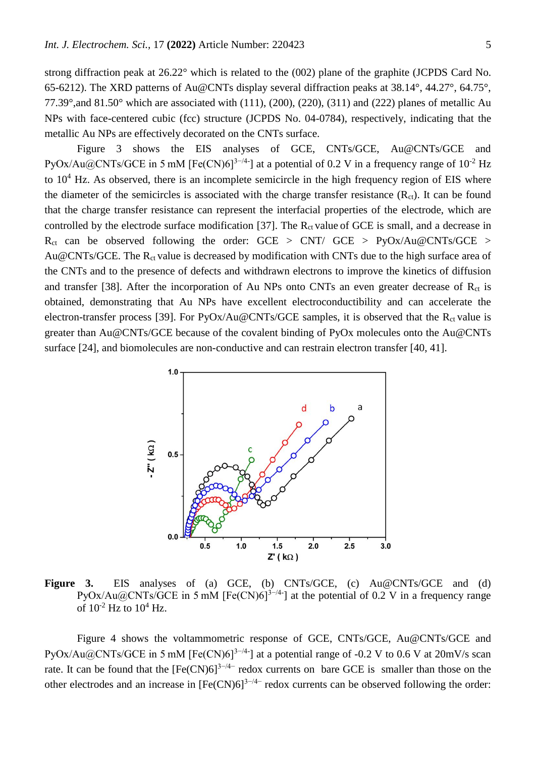strong diffraction peak at 26.22° which is related to the (002) plane of the graphite (JCPDS Card No. 65-6212). The XRD patterns of Au@CNTs display several diffraction peaks at 38.14°, 44.27°, 64.75°, 77.39°,and 81.50° which are associated with (111), (200), (220), (311) and (222) planes of metallic Au NPs with face-centered cubic (fcc) structure (JCPDS No. 04-0784), respectively, indicating that the metallic Au NPs are effectively decorated on the CNTs surface.

Figure 3 shows the EIS analyses of GCE, CNTs/GCE, Au@CNTs/GCE and PyOx/Au@CNTs/GCE in 5 mM $[Fe(CN)6]^{3-/4-}$] at a potential of 0.2 V in a frequency range of $10^{-2}$ Hz to $10^{4}$ Hz. As observed, there is an incomplete semicircle in the high frequency region of EIS where the diameter of the semicircles is associated with the charge transfer resistance ($R_{ct}$). It can be found that the charge transfer resistance can represent the interfacial properties of the electrode, which are controlled by the electrode surface modification [37]. The $R_{ct}$ value of GCE is small, and a decrease in $R_{ct}$ can be observed following the order: GCE > CNT/ GCE > PyOx/Au@CNTs/GCE > Au@CNTs/GCE. The $R_{ct}$ value is decreased by modification with CNTs due to the high surface area of the CNTs and to the presence of defects and withdrawn electrons to improve the kinetics of diffusion and transfer [38]. After the incorporation of Au NPs onto CNTs an even greater decrease of $R_{ct}$ is obtained, demonstrating that Au NPs have excellent electroconductibility and can accelerate the electron-transfer process [39]. For PyOx/Au@CNTs/GCE samples, it is observed that the $R_{ct}$ value is greater than Au@CNTs/GCE because of the covalent binding of PyOx molecules onto the Au@CNTs surface [24], and biomolecules are non-conductive and can restrain electron transfer [40, 41].

**Figure 3.** EIS analyses of (a) GCE, (b) CNTs/GCE, (c) Au@CNTs/GCE and (d) PyOx/Au@CNTs/GCE in 5 mM $[Fe(CN)6]^{3-/4-}$] at the potential of 0.2 V in a frequency range of $10^{-2}$ Hz to $10^{4}$ Hz.

Figure 4 shows the voltammometric response of GCE, CNTs/GCE, Au@CNTs/GCE and PyOx/Au@CNTs/GCE in 5 mM $[Fe(CN)6]^{3-/4-}$] at a potential range of -0.2 V to 0.6 V at 20mV/s scan rate. It can be found that the $[Fe(CN)6]^{3-/4-}$ redox currents on bare GCE is smaller than those on the other electrodes and an increase in $[Fe(CN)6]^{3-/4-}$ redox currents can be observed following the order: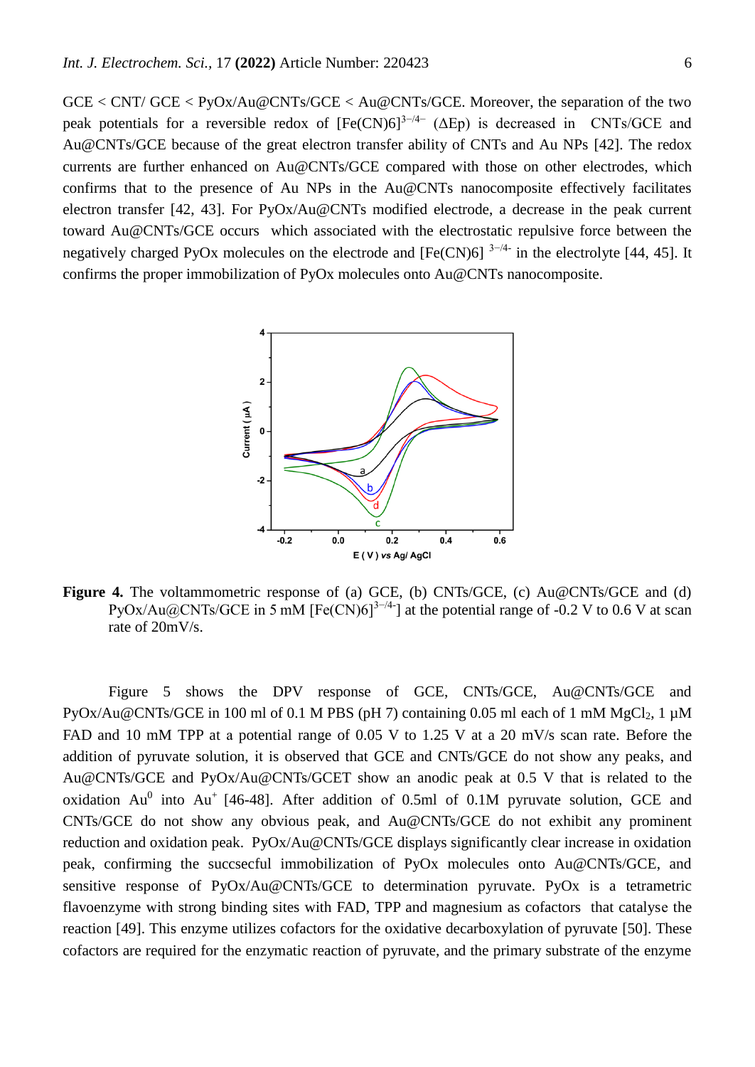GCE < CNT/ GCE < PyOx/Au@CNTs/GCE < Au@CNTs/GCE. Moreover, the separation of the two peak potentials for a reversible redox of $[Fe(CN)6]^{3-/4-}$ (ΔEp) is decreased in CNTs/GCE and Au@CNTs/GCE because of the great electron transfer ability of CNTs and Au NPs [42]. The redox currents are further enhanced on Au@CNTs/GCE compared with those on other electrodes, which confirms that to the presence of Au NPs in the Au@CNTs nanocomposite effectively facilitates electron transfer [42, 43]. For PyOx/Au@CNTs modified electrode, a decrease in the peak current toward Au@CNTs/GCE occurs which associated with the electrostatic repulsive force between the negatively charged PyOx molecules on the electrode and $[Fe(CN)6]^{3-/4-}$ in the electrolyte [44, 45]. It confirms the proper immobilization of PyOx molecules onto Au@CNTs nanocomposite.

**Figure 4.** The voltammometric response of (a) GCE, (b) CNTs/GCE, (c) Au@CNTs/GCE and (d) PyOx/Au@CNTs/GCE in 5 mM $[Fe(CN)6]^{3-/4-}$] at the potential range of -0.2 V to 0.6 V at scan rate of 20mV/s.

Figure 5 shows the DPV response of GCE, CNTs/GCE, Au@CNTs/GCE and PyOx/Au@CNTs/GCE in 100 ml of 0.1 M PBS (pH 7) containing 0.05 ml each of 1 mM $MgCl_2$, 1 µM FAD and 10 mM TPP at a potential range of 0.05 V to 1.25 V at a 20 mV/s scan rate. Before the addition of pyruvate solution, it is observed that GCE and CNTs/GCE do not show any peaks, and Au@CNTs/GCE and PyOx/Au@CNTs/GCET show an anodic peak at 0.5 V that is related to the oxidation $Au^0$ into $Au^+$ [46-48]. After addition of 0.5ml of 0.1M pyruvate solution, GCE and CNTs/GCE do not show any obvious peak, and Au@CNTs/GCE do not exhibit any prominent reduction and oxidation peak. PyOx/Au@CNTs/GCE displays significantly clear increase in oxidation peak, confirming the succsceful immobilization of PyOx molecules onto Au@CNTs/GCE, and sensitive response of PyOx/Au@CNTs/GCE to determination pyruvate. PyOx is a tetrametric flavoenzyme with strong binding sites with FAD, TPP and magnesium as cofactors that catalyse the reaction [49]. This enzyme utilizes cofactors for the oxidative decarboxylation of pyruvate [50]. These cofactors are required for the enzymatic reaction of pyruvate, and the primary substrate of the enzyme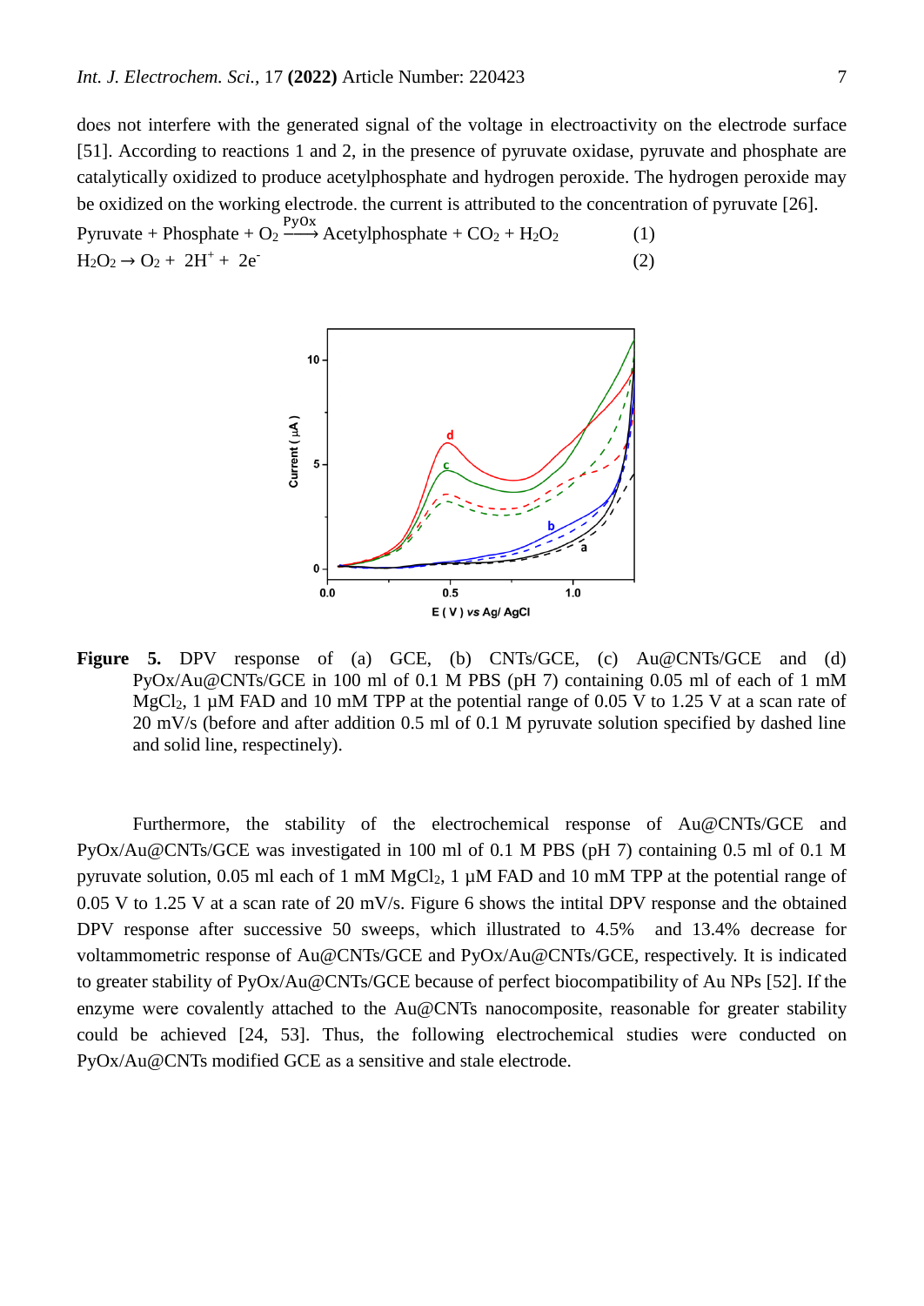does not interfere with the generated signal of the voltage in electroactivity on the electrode surface [51]. According to reactions 1 and 2, in the presence of pyruvate oxidase, pyruvate and phosphate are catalytically oxidized to produce acetylphosphate and hydrogen peroxide. The hydrogen peroxide may be oxidized on the working electrode. the current is attributed to the concentration of pyruvate [26].

$$\text{Pyruvate} + \text{Phosphate} + O_2 \xrightarrow{\text{PyOx}} \text{Acetylphosphate} + CO_2 + H_2O_2 \quad (1)$$

$$H_2O_2 \rightarrow O_2 + 2H^+ + 2e^- \quad (2)$$

**Figure 5.** DPV response of (a) GCE, (b) CNTs/GCE, (c) Au@CNTs/GCE and (d) PyOx/Au@CNTs/GCE in 100 ml of 0.1 M PBS (pH 7) containing 0.05 ml of each of 1 mM $MgCl_2$, 1 µM FAD and 10 mM TPP at the potential range of 0.05 V to 1.25 V at a scan rate of 20 mV/s (before and after addition 0.5 ml of 0.1 M pyruvate solution specified by dashed line and solid line, respectinely).

Furthermore, the stability of the electrochemical response of Au@CNTs/GCE and PyOx/Au@CNTs/GCE was investigated in 100 ml of 0.1 M PBS (pH 7) containing 0.5 ml of 0.1 M pyruvate solution, 0.05 ml each of 1 mM $MgCl_2$, 1 µM FAD and 10 mM TPP at the potential range of 0.05 V to 1.25 V at a scan rate of 20 mV/s. Figure 6 shows the intital DPV response and the obtained DPV response after successive 50 sweeps, which illustrated to 4.5% and 13.4% decrease for voltammetric response of Au@CNTs/GCE and PyOx/Au@CNTs/GCE, respectively. It is indicated to greater stability of PyOx/Au@CNTs/GCE because of perfect biocompatibility of Au NPs [52]. If the enzyme were covalently attached to the Au@CNTs nanocomposite, reasonable for greater stability could be achieved [24, 53]. Thus, the following electrochemical studies were conducted on PyOx/Au@CNTs modified GCE as a sensitive and stale electrode.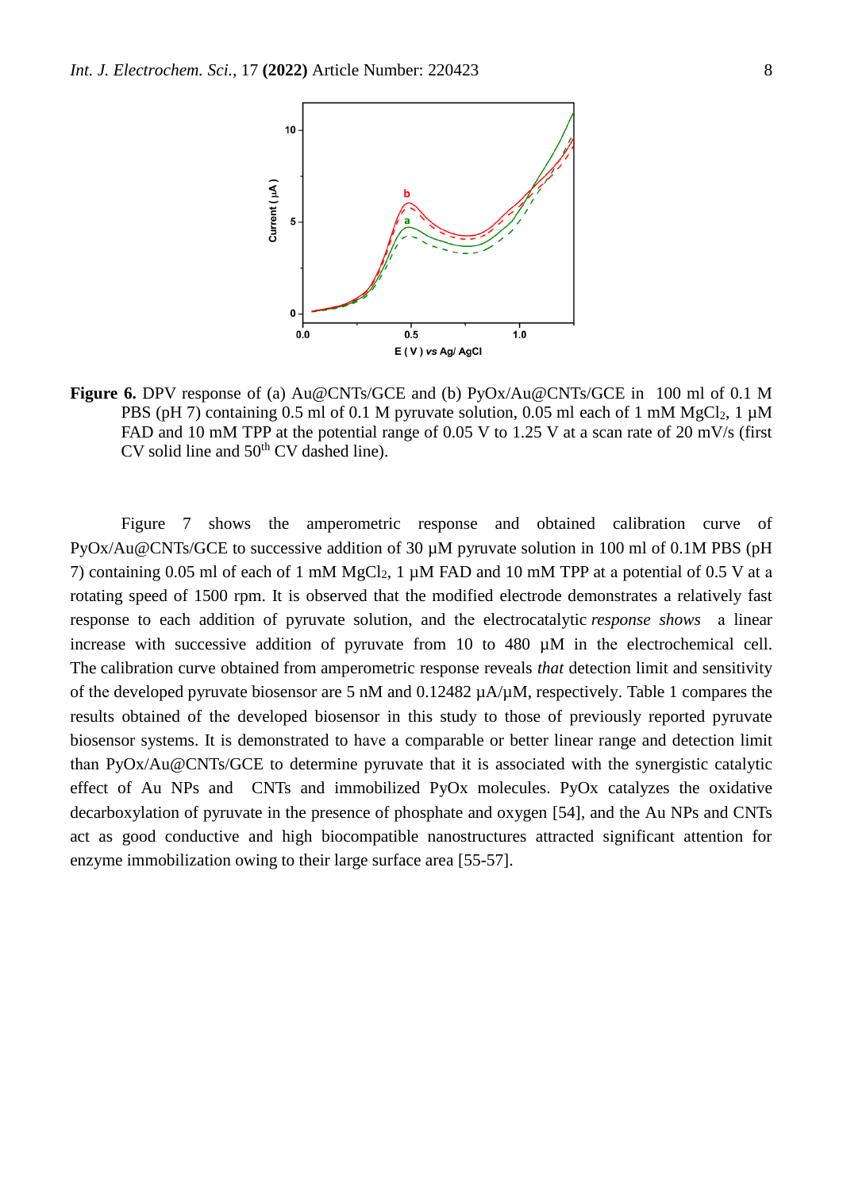**Figure 6.** DPV response of (a) Au@CNTs/GCE and (b) PyOx/Au@CNTs/GCE in 100 ml of 0.1 M PBS (pH 7) containing 0.5 ml of 0.1 M pyruvate solution, 0.05 ml each of 1 mM $MgCl_2$, 1 µM FAD and 10 mM TPP at the potential range of 0.05 V to 1.25 V at a scan rate of 20 mV/s (first CV solid line and 50[th] CV dashed line).

Figure 7 shows the amperometric response and obtained calibration curve of PyOx/Au@CNTs/GCE to successive addition of 30 µM pyruvate solution in 100 ml of 0.1M PBS (pH 7) containing 0.05 ml of each of 1 mM $MgCl_2$, 1 µM FAD and 10 mM TPP at a potential of 0.5 V at a rotating speed of 1500 rpm. It is observed that the modified electrode demonstrates a relatively fast response to each addition of pyruvate solution, and the electrocatalytic *response shows* a linear increase with successive addition of pyruvate from 10 to 480 µM in the electrochemical cell. The calibration curve obtained from amperometric response reveals *that* detection limit and sensitivity of the developed pyruvate biosensor are 5 nM and 0.12482 µA/µM, respectively. Table 1 compares the results obtained of the developed biosensor in this study to those of previously reported pyruvate biosensor systems. It is demonstrated to have a comparable or better linear range and detection limit than PyOx/Au@CNTs/GCE to determine pyruvate that it is associated with the synergistic catalytic effect of Au NPs and CNTs and immobilized PyOx molecules. PyOx catalyzes the oxidative decarboxylation of pyruvate in the presence of phosphate and oxygen [54], and the Au NPs and CNTs act as good conductive and high biocompatible nanostructures attracted significant attention for enzyme immobilization owing to their large surface area [55-57].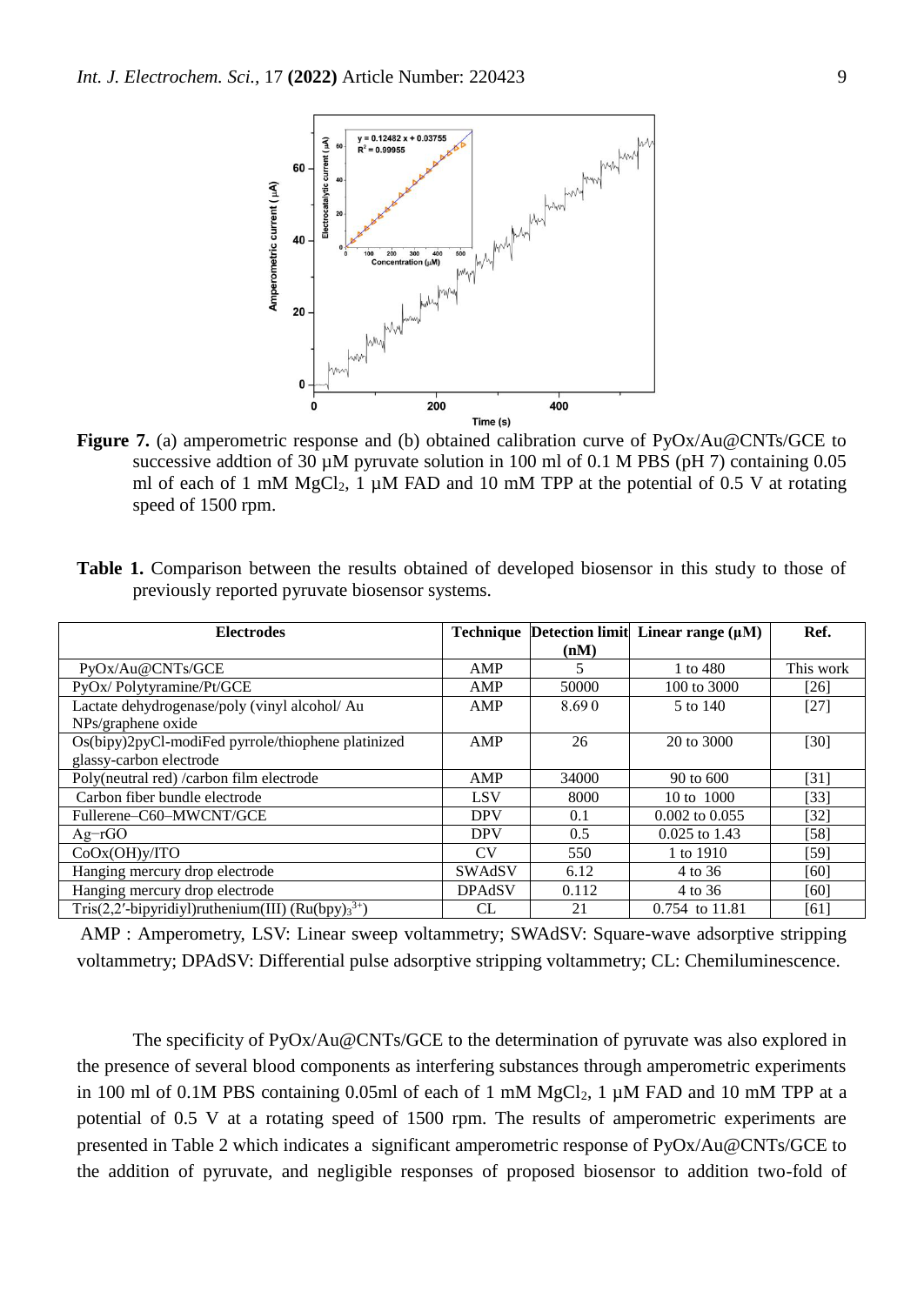**Figure 7.** (a) amperometric response and (b) obtained calibration curve of PyOx/Au@CNTs/GCE to successive addtion of 30 µM pyruvate solution in 100 ml of 0.1 M PBS (pH 7) containing 0.05 ml of each of 1 mM $MgCl_2$, 1 µM FAD and 10 mM TPP at the potential of 0.5 V at rotating speed of 1500 rpm.

**Table 1.** Comparison between the results obtained of developed biosensor in this study to those of previously reported pyruvate biosensor systems.

| Electrodes | Technique | Detection limit (nM) | Linear range (µM) | Ref. |
|---|---|---|---|---|
| PyOx/Au@CNTs/GCE | AMP | 5 | 1 to 480 | This work |
| PyOx/ Polytyramine/Pt/GCE | AMP | 50000 | 100 to 3000 | [26] |
| Lactate dehydrogenase/poly (vinyl alcohol/ Au NPs/graphene oxide | AMP | 8.69 0 | 5 to 140 | [27] |
| Os(bipy)2pyCl-modiFed pyrrole/thiophene platinized glassy-carbon electrode | AMP | 26 | 20 to 3000 | [30] |
| Poly(neutral red) /carbon film electrode | AMP | 34000 | 90 to 600 | [31] |
| Carbon fiber bundle electrode | LSV | 8000 | 10 to 1000 | [33] |
| Fullerene–C60–MWCNT/GCE | DPV | 0.1 | 0.002 to 0.055 | [32] |
| Ag–rGO | DPV | 0.5 | 0.025 to 1.43 | [58] |
| CoOx(OH)y/ITO | CV | 550 | 1 to 1910 | [59] |
| Hanging mercury drop electrode | SWAdSV | 6.12 | 4 to 36 | [60] |
| Hanging mercury drop electrode | DPAdSV | 0.112 | 4 to 36 | [60] |
| Tris(2,2′-bipyridiyl)ruthenium(III) ($Ru(bpy)_3^{3+}$) | CL | 21 | 0.754 to 11.81 | [61] |

AMP : Amperometry, LSV: Linear sweep voltammetry; SWAdSV: Square-wave adsorptive stripping voltammetry; DPAdSV: Differential pulse adsorptive stripping voltammetry; CL: Chemiluminescence.

The specificity of PyOx/Au@CNTs/GCE to the determination of pyruvate was also explored in the presence of several blood components as interfering substances through amperometric experiments in 100 ml of 0.1M PBS containing 0.05ml of each of 1 mM $MgCl_2$, 1 µM FAD and 10 mM TPP at a potential of 0.5 V at a rotating speed of 1500 rpm. The results of amperometric experiments are presented in Table 2 which indicates a significant amperometric response of PyOx/Au@CNTs/GCE to the addition of pyruvate, and negligible responses of proposed biosensor to addition two-fold of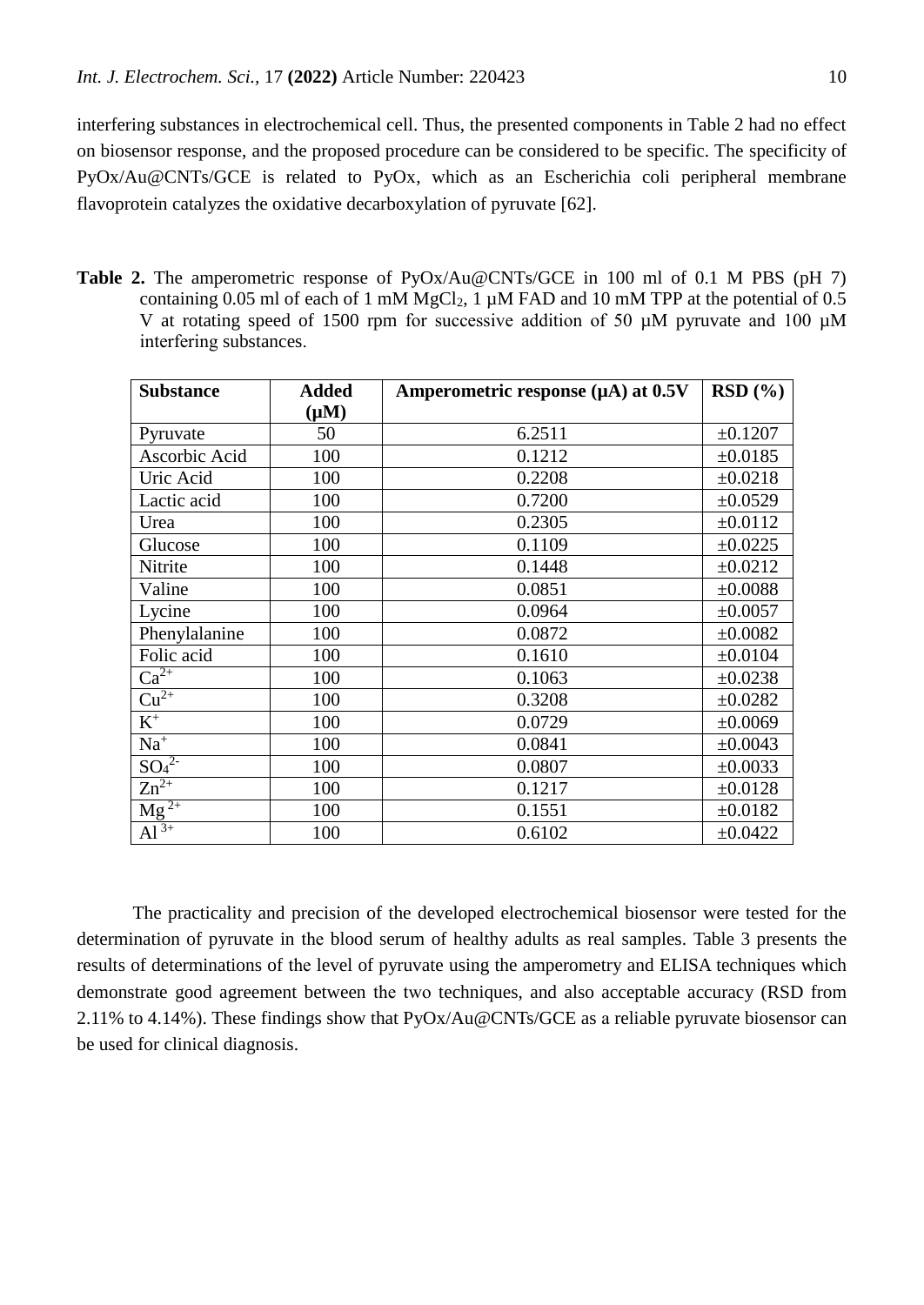interfering substances in electrochemical cell. Thus, the presented components in Table 2 had no effect on biosensor response, and the proposed procedure can be considered to be specific. The specificity of PyOx/Au@CNTs/GCE is related to PyOx, which as an Escherichia coli peripheral membrane flavoprotein catalyzes the oxidative decarboxylation of pyruvate [62].

**Table 2.** The amperometric response of PyOx/Au@CNTs/GCE in 100 ml of 0.1 M PBS (pH 7) containing 0.05 ml of each of 1 mM $MgCl_2$, 1 µM FAD and 10 mM TPP at the potential of 0.5 V at rotating speed of 1500 rpm for successive addition of 50 µM pyruvate and 100 µM interfering substances.

| Substance | Added (µM) | Amperometric response (µA) at 0.5V | RSD (%) |
|---|---|---|---|
| Pyruvate | 50 | 6.2511 | ±0.1207 |
| Ascorbic Acid | 100 | 0.1212 | ±0.0185 |
| Uric Acid | 100 | 0.2208 | ±0.0218 |
| Lactic acid | 100 | 0.7200 | ±0.0529 |
| Urea | 100 | 0.2305 | ±0.0112 |
| Glucose | 100 | 0.1109 | ±0.0225 |
| Nitrite | 100 | 0.1448 | ±0.0212 |
| Valine | 100 | 0.0851 | ±0.0088 |
| Lycine | 100 | 0.0964 | ±0.0057 |
| Phenylalanine | 100 | 0.0872 | ±0.0082 |
| Folic acid | 100 | 0.1610 | ±0.0104 |
| $Ca^{2+}$ | 100 | 0.1063 | ±0.0238 |
| $Cu^{2+}$ | 100 | 0.3208 | ±0.0282 |
| $K^{+}$ | 100 | 0.0729 | ±0.0069 |
| $Na^{+}$ | 100 | 0.0841 | ±0.0043 |
| $SO_4^{2-}$ | 100 | 0.0807 | ±0.0033 |
| $Zn^{2+}$ | 100 | 0.1217 | ±0.0128 |
| $Mg^{2+}$ | 100 | 0.1551 | ±0.0182 |
| $Al^{3+}$ | 100 | 0.6102 | ±0.0422 |

The practicality and precision of the developed electrochemical biosensor were tested for the determination of pyruvate in the blood serum of healthy adults as real samples. Table 3 presents the results of determinations of the level of pyruvate using the amperometry and ELISA techniques which demonstrate good agreement between the two techniques, and also acceptable accuracy (RSD from 2.11% to 4.14%). These findings show that PyOx/Au@CNTs/GCE as a reliable pyruvate biosensor can be used for clinical diagnosis.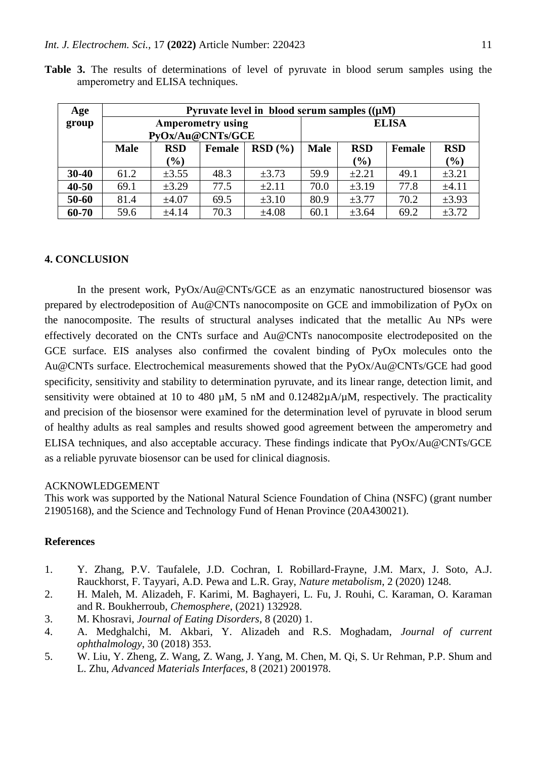**Table 3.** The results of determinations of level of pyruvate in blood serum samples using the amperometry and ELISA techniques.

| Age group | Pyruvate level in blood serum samples ((μM) | | | | | | | |
|---|---|---|---|---|---|---|---|---|
| | Amperometry using PyOx/Au@CNTs/GCE | | | | ELISA | | | |
| | Male | RSD (%) | Female | RSD (%) | Male | RSD (%) | Female | RSD (%) |
| 30-40 | 61.2 | ±3.55 | 48.3 | ±3.73 | 59.9 | ±2.21 | 49.1 | ±3.21 |
| 40-50 | 69.1 | ±3.29 | 77.5 | ±2.11 | 70.0 | ±3.19 | 77.8 | ±4.11 |
| 50-60 | 81.4 | ±4.07 | 69.5 | ±3.10 | 80.9 | ±3.77 | 70.2 | ±3.93 |
| 60-70 | 59.6 | ±4.14 | 70.3 | ±4.08 | 60.1 | ±3.64 | 69.2 | ±3.72 |

## 4. CONCLUSION

In the present work, PyOx/Au@CNTs/GCE as an enzymatic nanostructured biosensor was prepared by electrodeposition of Au@CNTs nanocomposite on GCE and immobilization of PyOx on the nanocomposite. The results of structural analyses indicated that the metallic Au NPs were effectively decorated on the CNTs surface and Au@CNTs nanocomposite electrodeposited on the GCE surface. EIS analyses also confirmed the covalent binding of PyOx molecules onto the Au@CNTs surface. Electrochemical measurements showed that the PyOx/Au@CNTs/GCE had good specificity, sensitivity and stability to determination pyruvate, and its linear range, detection limit, and sensitivity were obtained at 10 to 480 µM, 5 nM and 0.12482µA/µM, respectively. The practicality and precision of the biosensor were examined for the determination level of pyruvate in blood serum of healthy adults as real samples and results showed good agreement between the amperometry and ELISA techniques, and also acceptable accuracy. These findings indicate that PyOx/Au@CNTs/GCE as a reliable pyruvate biosensor can be used for clinical diagnosis.

ACKNOWLEDGEMENT

This work was supported by the National Natural Science Foundation of China (NSFC) (grant number 21905168), and the Science and Technology Fund of Henan Province (20A430021).

## References

1. Y. Zhang, P.V. Taufalele, J.D. Cochran, I. Robillard-Frayne, J.M. Marx, J. Soto, A.J. Rauckhorst, F. Tayyari, A.D. Pewa and L.R. Gray, *Nature metabolism*, 2 (2020) 1248.
2. H. Maleh, M. Alizadeh, F. Karimi, M. Baghayeri, L. Fu, J. Rouhi, C. Karaman, O. Karaman and R. Boukherroub, *Chemosphere*, (2021) 132928.
3. M. Khosravi, *Journal of Eating Disorders*, 8 (2020) 1.
4. A. Medghalchi, M. Akbari, Y. Alizadeh and R.S. Moghadam, *Journal of current ophthalmology*, 30 (2018) 353.
5. W. Liu, Y. Zheng, Z. Wang, Z. Wang, J. Yang, M. Chen, M. Qi, S. Ur Rehman, P.P. Shum and L. Zhu, *Advanced Materials Interfaces*, 8 (2021) 2001978.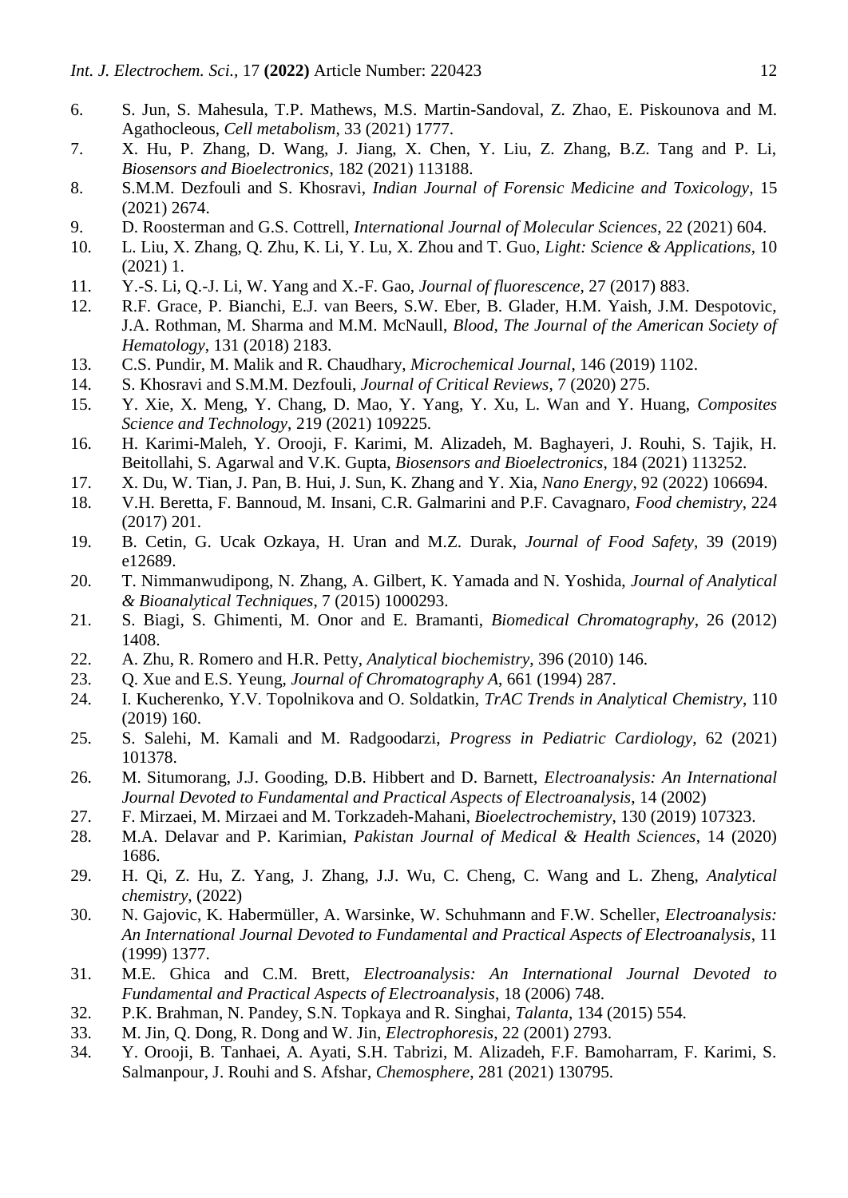6. S. Jun, S. Mahesula, T.P. Mathews, M.S. Martin-Sandoval, Z. Zhao, E. Piskounova and M. Agathocleous, *Cell metabolism*, 33 (2021) 1777.
7. X. Hu, P. Zhang, D. Wang, J. Jiang, X. Chen, Y. Liu, Z. Zhang, B.Z. Tang and P. Li, *Biosensors and Bioelectronics*, 182 (2021) 113188.
8. S.M.M. Dezfouli and S. Khosravi, *Indian Journal of Forensic Medicine and Toxicology*, 15 (2021) 2674.
9. D. Roosterman and G.S. Cottrell, *International Journal of Molecular Sciences*, 22 (2021) 604.
10. L. Liu, X. Zhang, Q. Zhu, K. Li, Y. Lu, X. Zhou and T. Guo, *Light: Science & Applications*, 10 (2021) 1.
11. Y.-S. Li, Q.-J. Li, W. Yang and X.-F. Gao, *Journal of fluorescence*, 27 (2017) 883.
12. R.F. Grace, P. Bianchi, E.J. van Beers, S.W. Eber, B. Glader, H.M. Yaish, J.M. Despotovic, J.A. Rothman, M. Sharma and M.M. McNaull, *Blood, The Journal of the American Society of Hematology*, 131 (2018) 2183.
13. C.S. Pundir, M. Malik and R. Chaudhary, *Microchemical Journal*, 146 (2019) 1102.
14. S. Khosravi and S.M.M. Dezfouli, *Journal of Critical Reviews*, 7 (2020) 275.
15. Y. Xie, X. Meng, Y. Chang, D. Mao, Y. Yang, Y. Xu, L. Wan and Y. Huang, *Composites Science and Technology*, 219 (2021) 109225.
16. H. Karimi-Maleh, Y. Orooji, F. Karimi, M. Alizadeh, M. Baghayeri, J. Rouhi, S. Tajik, H. Beitollahi, S. Agarwal and V.K. Gupta, *Biosensors and Bioelectronics*, 184 (2021) 113252.
17. X. Du, W. Tian, J. Pan, B. Hui, J. Sun, K. Zhang and Y. Xia, *Nano Energy*, 92 (2022) 106694.
18. V.H. Beretta, F. Bannoud, M. Insani, C.R. Galmarini and P.F. Cavagnaro, *Food chemistry*, 224 (2017) 201.
19. B. Cetin, G. Ucak Ozkaya, H. Uran and M.Z. Durak, *Journal of Food Safety*, 39 (2019) e12689.
20. T. Nimmanwudipong, N. Zhang, A. Gilbert, K. Yamada and N. Yoshida, *Journal of Analytical & Bioanalytical Techniques*, 7 (2015) 1000293.
21. S. Biagi, S. Ghimenti, M. Onor and E. Bramanti, *Biomedical Chromatography*, 26 (2012) 1408.
22. A. Zhu, R. Romero and H.R. Petty, *Analytical biochemistry*, 396 (2010) 146.
23. Q. Xue and E.S. Yeung, *Journal of Chromatography A*, 661 (1994) 287.
24. I. Kucherenko, Y.V. Topolnikova and O. Soldatkin, *TrAC Trends in Analytical Chemistry*, 110 (2019) 160.
25. S. Salehi, M. Kamali and M. Radgoodarzi, *Progress in Pediatric Cardiology*, 62 (2021) 101378.
26. M. Situmorang, J.J. Gooding, D.B. Hibbert and D. Barnett, *Electroanalysis: An International Journal Devoted to Fundamental and Practical Aspects of Electroanalysis*, 14 (2002)
27. F. Mirzaei, M. Mirzaei and M. Torkzadeh-Mahani, *Bioelectrochemistry*, 130 (2019) 107323.
28. M.A. Delavar and P. Karimian, *Pakistan Journal of Medical & Health Sciences*, 14 (2020) 1686.
29. H. Qi, Z. Hu, Z. Yang, J. Zhang, J.J. Wu, C. Cheng, C. Wang and L. Zheng, *Analytical chemistry*, (2022)
30. N. Gajovic, K. Habermüller, A. Warsinke, W. Schuhmann and F.W. Scheller, *Electroanalysis: An International Journal Devoted to Fundamental and Practical Aspects of Electroanalysis*, 11 (1999) 1377.
31. M.E. Ghica and C.M. Brett, *Electroanalysis: An International Journal Devoted to Fundamental and Practical Aspects of Electroanalysis*, 18 (2006) 748.
32. P.K. Brahman, N. Pandey, S.N. Topkaya and R. Singhai, *Talanta*, 134 (2015) 554.
33. M. Jin, Q. Dong, R. Dong and W. Jin, *Electrophoresis*, 22 (2001) 2793.
34. Y. Orooji, B. Tanhaei, A. Ayati, S.H. Tabrizi, M. Alizadeh, F.F. Bamoharram, F. Karimi, S. Salmanpour, J. Rouhi and S. Afshar, *Chemosphere*, 281 (2021) 130795.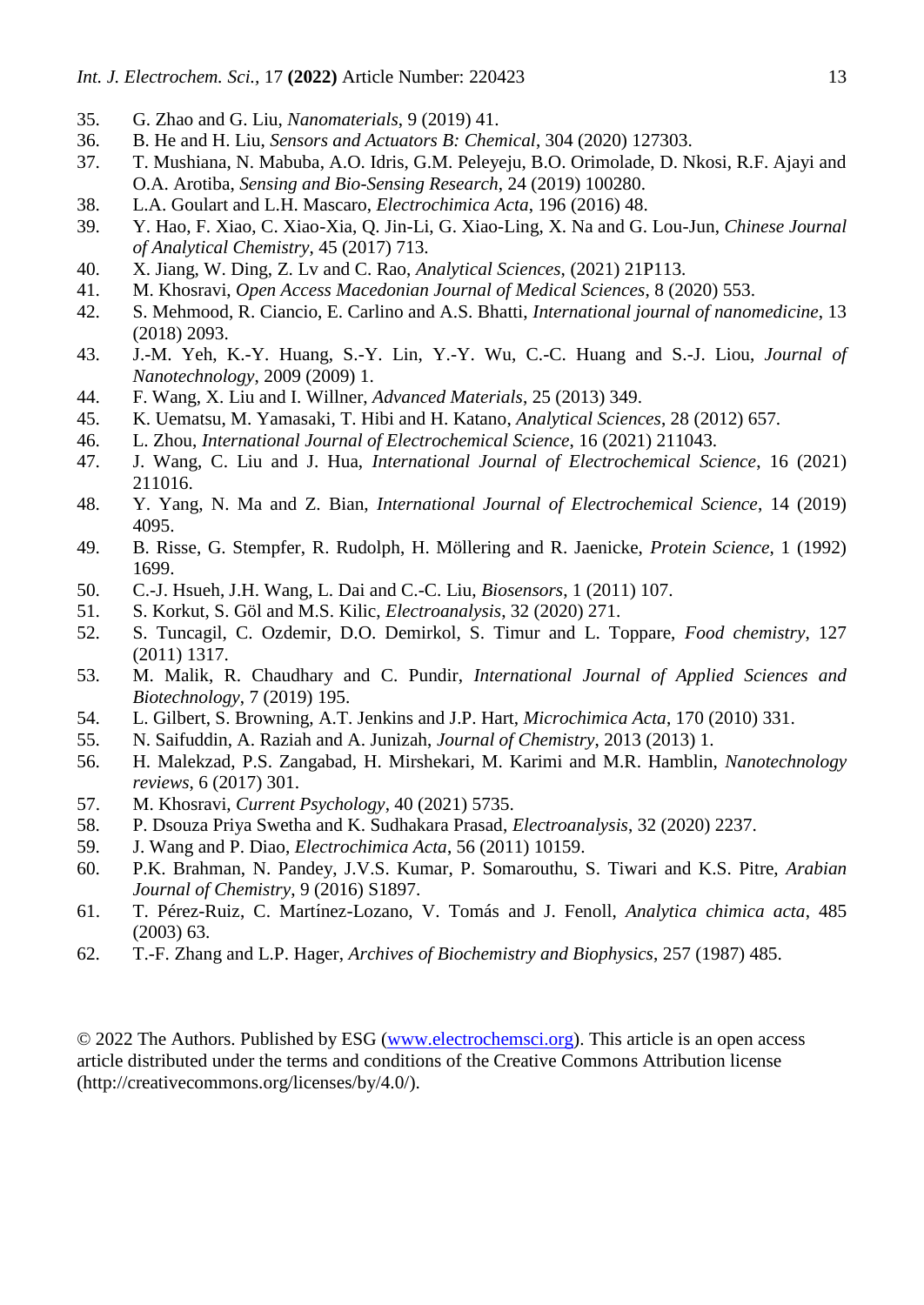35. G. Zhao and G. Liu, *Nanomaterials*, 9 (2019) 41.
36. B. He and H. Liu, *Sensors and Actuators B: Chemical*, 304 (2020) 127303.
37. T. Mushiana, N. Mabuba, A.O. Idris, G.M. Peleyeju, B.O. Orimolade, D. Nkosi, R.F. Ajayi and O.A. Arotiba, *Sensing and Bio-Sensing Research*, 24 (2019) 100280.
38. L.A. Goulart and L.H. Mascaro, *Electrochimica Acta*, 196 (2016) 48.
39. Y. Hao, F. Xiao, C. Xiao-Xia, Q. Jin-Li, G. Xiao-Ling, X. Na and G. Lou-Jun, *Chinese Journal of Analytical Chemistry*, 45 (2017) 713.
40. X. Jiang, W. Ding, Z. Lv and C. Rao, *Analytical Sciences*, (2021) 21P113.
41. M. Khosravi, *Open Access Macedonian Journal of Medical Sciences*, 8 (2020) 553.
42. S. Mehmood, R. Ciancio, E. Carlino and A.S. Bhatti, *International journal of nanomedicine*, 13 (2018) 2093.
43. J.-M. Yeh, K.-Y. Huang, S.-Y. Lin, Y.-Y. Wu, C.-C. Huang and S.-J. Liou, *Journal of Nanotechnology*, 2009 (2009) 1.
44. F. Wang, X. Liu and I. Willner, *Advanced Materials*, 25 (2013) 349.
45. K. Uematsu, M. Yamasaki, T. Hibi and H. Katano, *Analytical Sciences*, 28 (2012) 657.
46. L. Zhou, *International Journal of Electrochemical Science*, 16 (2021) 211043.
47. J. Wang, C. Liu and J. Hua, *International Journal of Electrochemical Science*, 16 (2021) 211016.
48. Y. Yang, N. Ma and Z. Bian, *International Journal of Electrochemical Science*, 14 (2019) 4095.
49. B. Risse, G. Stempfer, R. Rudolph, H. Möllering and R. Jaenicke, *Protein Science*, 1 (1992) 1699.
50. C.-J. Hsueh, J.H. Wang, L. Dai and C.-C. Liu, *Biosensors*, 1 (2011) 107.
51. S. Korkut, S. Göl and M.S. Kilic, *Electroanalysis*, 32 (2020) 271.
52. S. Tuncagil, C. Ozdemir, D.O. Demirkol, S. Timur and L. Toppare, *Food chemistry*, 127 (2011) 1317.
53. M. Malik, R. Chaudhary and C. Pundir, *International Journal of Applied Sciences and Biotechnology*, 7 (2019) 195.
54. L. Gilbert, S. Browning, A.T. Jenkins and J.P. Hart, *Microchimica Acta*, 170 (2010) 331.
55. N. Saifuddin, A. Raziah and A. Junizah, *Journal of Chemistry*, 2013 (2013) 1.
56. H. Malekzad, P.S. Zangabad, H. Mirshekari, M. Karimi and M.R. Hamblin, *Nanotechnology reviews*, 6 (2017) 301.
57. M. Khosravi, *Current Psychology*, 40 (2021) 5735.
58. P. Dsouza Priya Swetha and K. Sudhakara Prasad, *Electroanalysis*, 32 (2020) 2237.
59. J. Wang and P. Diao, *Electrochimica Acta*, 56 (2011) 10159.
60. P.K. Brahman, N. Pandey, J.V.S. Kumar, P. Somarouthu, S. Tiwari and K.S. Pitre, *Arabian Journal of Chemistry*, 9 (2016) S1897.
61. T. Pérez-Ruiz, C. Martínez-Lozano, V. Tomás and J. Fenoll, *Analytica chimica acta*, 485 (2003) 63.
62. T.-F. Zhang and L.P. Hager, *Archives of Biochemistry and Biophysics*, 257 (1987) 485.

© 2022 The Authors. Published by ESG (www.electrochemsci.org). This article is an open access article distributed under the terms and conditions of the Creative Commons Attribution license (http://creativecommons.org/licenses/by/4.0/).